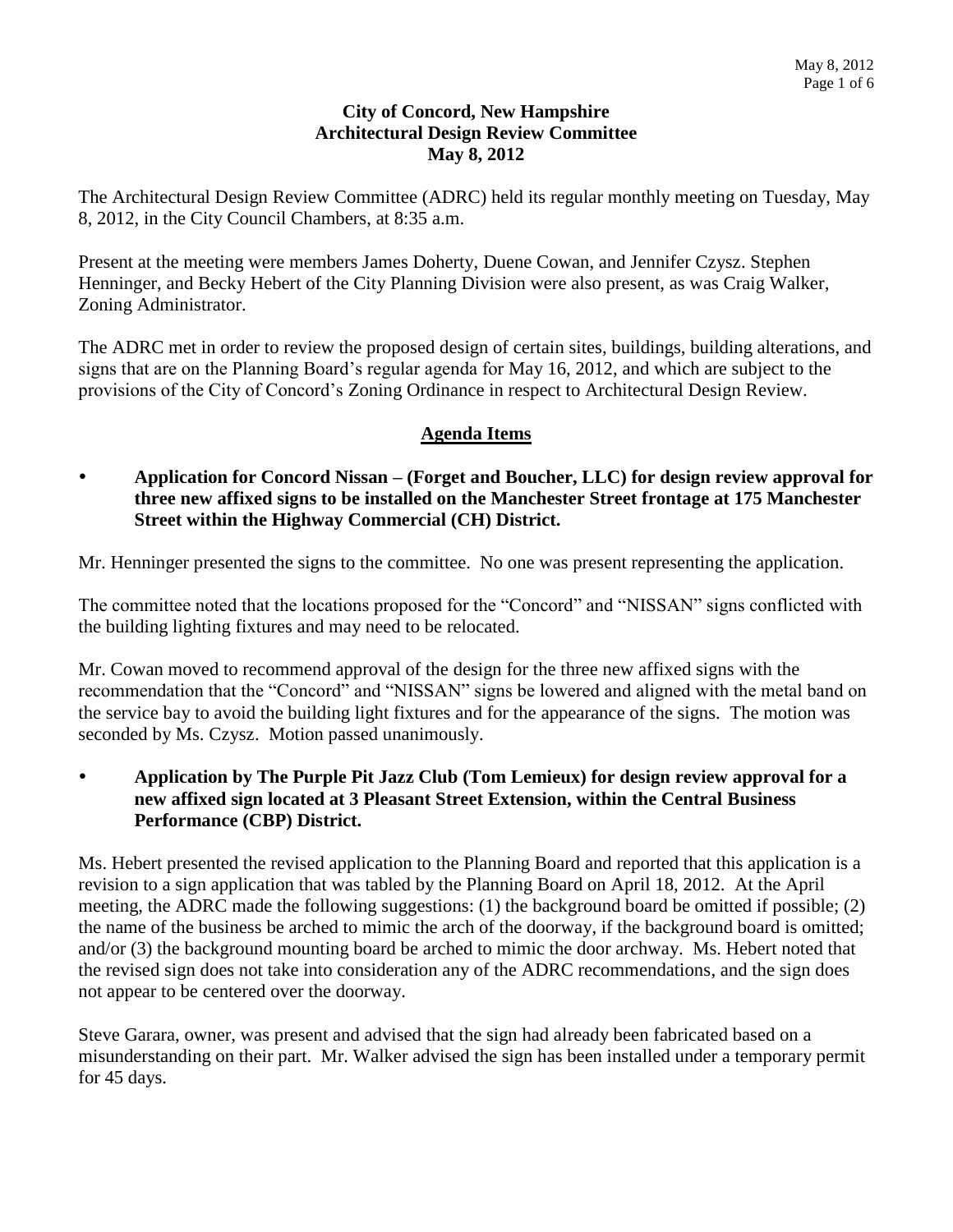**City of Concord, New Hampshire**
**Architectural Design Review Committee**
**May 8, 2012**

The Architectural Design Review Committee (ADRC) held its regular monthly meeting on Tuesday, May 8, 2012, in the City Council Chambers, at 8:35 a.m.

Present at the meeting were members James Doherty, Duene Cowan, and Jennifer Czysz. Stephen Henninger, and Becky Hebert of the City Planning Division were also present, as was Craig Walker, Zoning Administrator.

The ADRC met in order to review the proposed design of certain sites, buildings, building alterations, and signs that are on the Planning Board's regular agenda for May 16, 2012, and which are subject to the provisions of the City of Concord's Zoning Ordinance in respect to Architectural Design Review.

## Agenda Items

- **Application for Concord Nissan – (Forget and Boucher, LLC) for design review approval for three new affixed signs to be installed on the Manchester Street frontage at 175 Manchester Street within the Highway Commercial (CH) District.**

Mr. Henninger presented the signs to the committee. No one was present representing the application.

The committee noted that the locations proposed for the "Concord" and "NISSAN" signs conflicted with the building lighting fixtures and may need to be relocated.

Mr. Cowan moved to recommend approval of the design for the three new affixed signs with the recommendation that the "Concord" and "NISSAN" signs be lowered and aligned with the metal band on the service bay to avoid the building light fixtures and for the appearance of the signs. The motion was seconded by Ms. Czysz. Motion passed unanimously.

- **Application by The Purple Pit Jazz Club (Tom Lemieux) for design review approval for a new affixed sign located at 3 Pleasant Street Extension, within the Central Business Performance (CBP) District.**

Ms. Hebert presented the revised application to the Planning Board and reported that this application is a revision to a sign application that was tabled by the Planning Board on April 18, 2012. At the April meeting, the ADRC made the following suggestions: (1) the background board be omitted if possible; (2) the name of the business be arched to mimic the arch of the doorway, if the background board is omitted; and/or (3) the background mounting board be arched to mimic the door archway. Ms. Hebert noted that the revised sign does not take into consideration any of the ADRC recommendations, and the sign does not appear to be centered over the doorway.

Steve Garara, owner, was present and advised that the sign had already been fabricated based on a misunderstanding on their part. Mr. Walker advised the sign has been installed under a temporary permit for 45 days.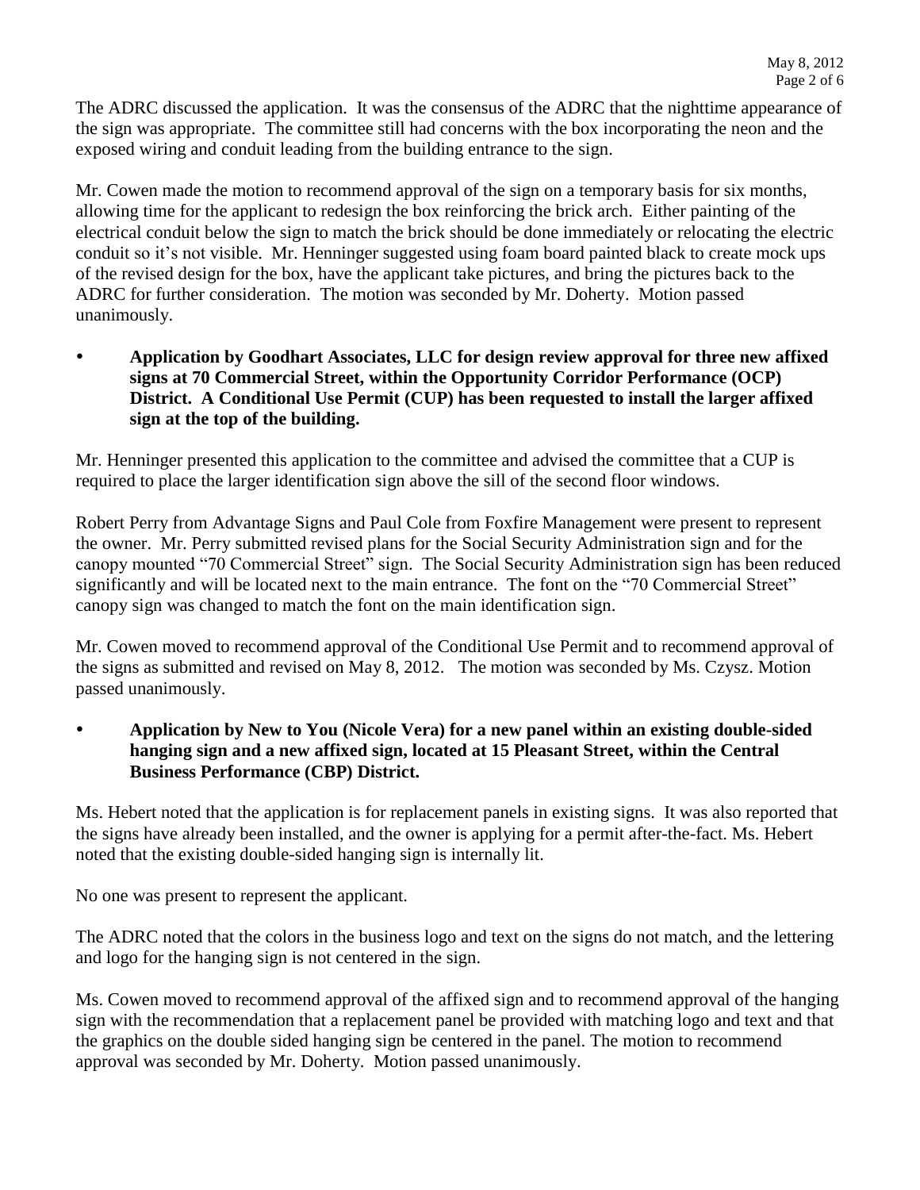The ADRC discussed the application. It was the consensus of the ADRC that the nighttime appearance of the sign was appropriate. The committee still had concerns with the box incorporating the neon and the exposed wiring and conduit leading from the building entrance to the sign.

Mr. Cowen made the motion to recommend approval of the sign on a temporary basis for six months, allowing time for the applicant to redesign the box reinforcing the brick arch. Either painting of the electrical conduit below the sign to match the brick should be done immediately or relocating the electric conduit so it's not visible. Mr. Henninger suggested using foam board painted black to create mock ups of the revised design for the box, have the applicant take pictures, and bring the pictures back to the ADRC for further consideration. The motion was seconded by Mr. Doherty. Motion passed unanimously.

- **Application by Goodhart Associates, LLC for design review approval for three new affixed signs at 70 Commercial Street, within the Opportunity Corridor Performance (OCP) District. A Conditional Use Permit (CUP) has been requested to install the larger affixed sign at the top of the building.**

Mr. Henninger presented this application to the committee and advised the committee that a CUP is required to place the larger identification sign above the sill of the second floor windows.

Robert Perry from Advantage Signs and Paul Cole from Foxfire Management were present to represent the owner. Mr. Perry submitted revised plans for the Social Security Administration sign and for the canopy mounted "70 Commercial Street" sign. The Social Security Administration sign has been reduced significantly and will be located next to the main entrance. The font on the "70 Commercial Street" canopy sign was changed to match the font on the main identification sign.

Mr. Cowen moved to recommend approval of the Conditional Use Permit and to recommend approval of the signs as submitted and revised on May 8, 2012. The motion was seconded by Ms. Czysz. Motion passed unanimously.

- **Application by New to You (Nicole Vera) for a new panel within an existing double-sided hanging sign and a new affixed sign, located at 15 Pleasant Street, within the Central Business Performance (CBP) District.**

Ms. Hebert noted that the application is for replacement panels in existing signs. It was also reported that the signs have already been installed, and the owner is applying for a permit after-the-fact. Ms. Hebert noted that the existing double-sided hanging sign is internally lit.

No one was present to represent the applicant.

The ADRC noted that the colors in the business logo and text on the signs do not match, and the lettering and logo for the hanging sign is not centered in the sign.

Ms. Cowen moved to recommend approval of the affixed sign and to recommend approval of the hanging sign with the recommendation that a replacement panel be provided with matching logo and text and that the graphics on the double sided hanging sign be centered in the panel. The motion to recommend approval was seconded by Mr. Doherty. Motion passed unanimously.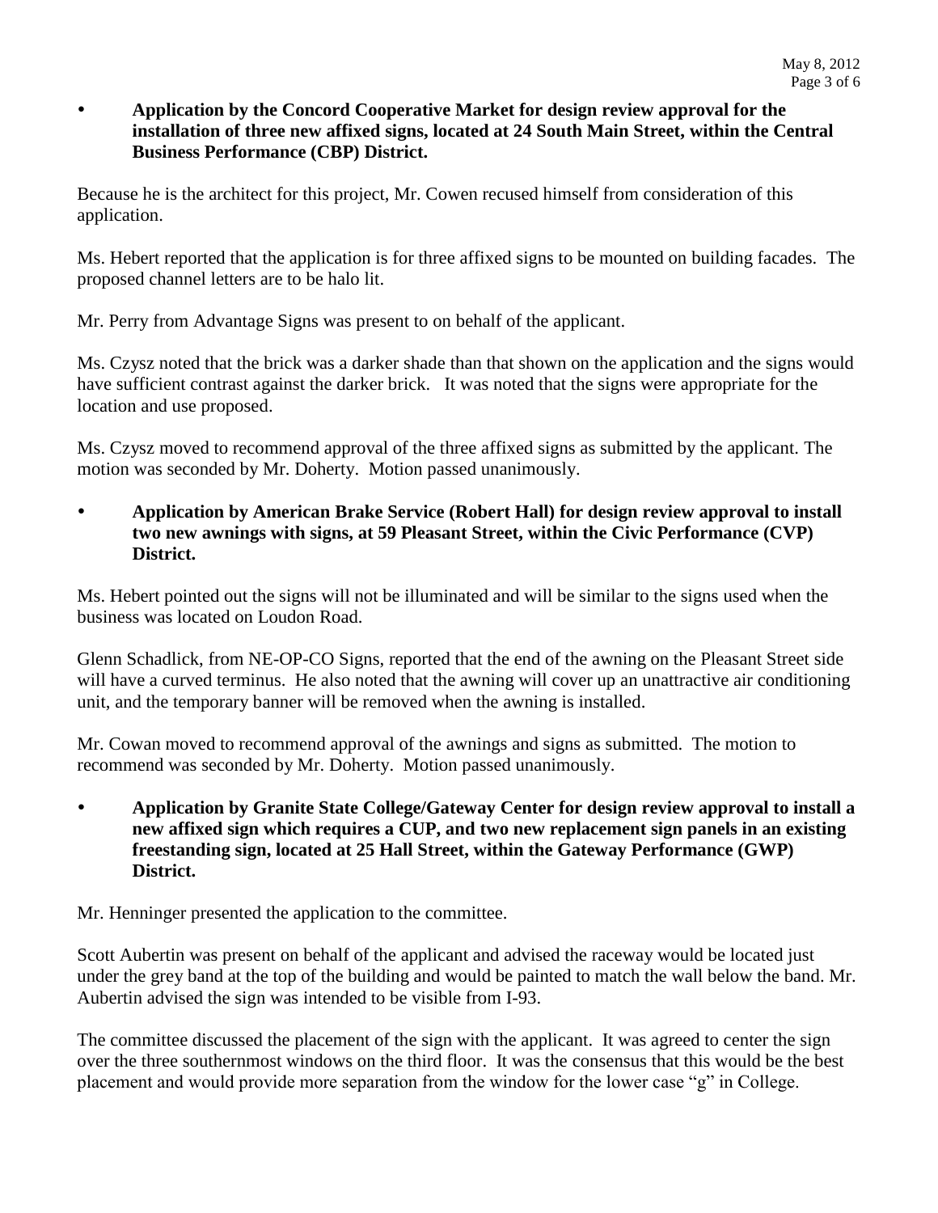- **Application by the Concord Cooperative Market for design review approval for the installation of three new affixed signs, located at 24 South Main Street, within the Central Business Performance (CBP) District.**

Because he is the architect for this project, Mr. Cowen recused himself from consideration of this application.

Ms. Hebert reported that the application is for three affixed signs to be mounted on building facades. The proposed channel letters are to be halo lit.

Mr. Perry from Advantage Signs was present to on behalf of the applicant.

Ms. Czysz noted that the brick was a darker shade than that shown on the application and the signs would have sufficient contrast against the darker brick. It was noted that the signs were appropriate for the location and use proposed.

Ms. Czysz moved to recommend approval of the three affixed signs as submitted by the applicant. The motion was seconded by Mr. Doherty. Motion passed unanimously.

- **Application by American Brake Service (Robert Hall) for design review approval to install two new awnings with signs, at 59 Pleasant Street, within the Civic Performance (CVP) District.**

Ms. Hebert pointed out the signs will not be illuminated and will be similar to the signs used when the business was located on Loudon Road.

Glenn Schadlick, from NE-OP-CO Signs, reported that the end of the awning on the Pleasant Street side will have a curved terminus. He also noted that the awning will cover up an unattractive air conditioning unit, and the temporary banner will be removed when the awning is installed.

Mr. Cowan moved to recommend approval of the awnings and signs as submitted. The motion to recommend was seconded by Mr. Doherty. Motion passed unanimously.

- **Application by Granite State College/Gateway Center for design review approval to install a new affixed sign which requires a CUP, and two new replacement sign panels in an existing freestanding sign, located at 25 Hall Street, within the Gateway Performance (GWP) District.**

Mr. Henninger presented the application to the committee.

Scott Aubertin was present on behalf of the applicant and advised the raceway would be located just under the grey band at the top of the building and would be painted to match the wall below the band. Mr. Aubertin advised the sign was intended to be visible from I-93.

The committee discussed the placement of the sign with the applicant. It was agreed to center the sign over the three southernmost windows on the third floor. It was the consensus that this would be the best placement and would provide more separation from the window for the lower case "g" in College.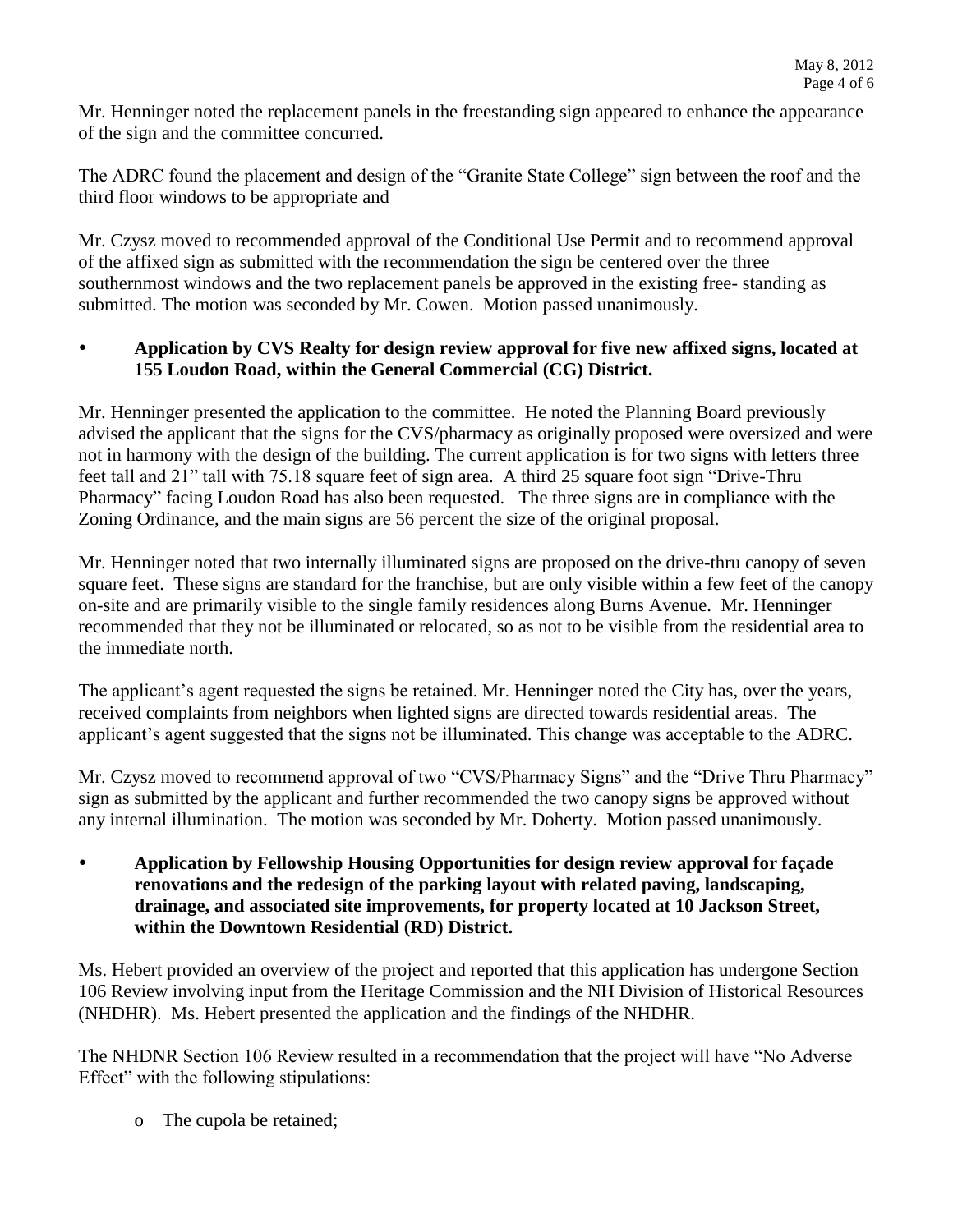Mr. Henninger noted the replacement panels in the freestanding sign appeared to enhance the appearance of the sign and the committee concurred.

The ADRC found the placement and design of the "Granite State College" sign between the roof and the third floor windows to be appropriate and

Mr. Czysz moved to recommended approval of the Conditional Use Permit and to recommend approval of the affixed sign as submitted with the recommendation the sign be centered over the three southernmost windows and the two replacement panels be approved in the existing free- standing as submitted. The motion was seconded by Mr. Cowen. Motion passed unanimously.

- **Application by CVS Realty for design review approval for five new affixed signs, located at 155 Loudon Road, within the General Commercial (CG) District.**

Mr. Henninger presented the application to the committee. He noted the Planning Board previously advised the applicant that the signs for the CVS/pharmacy as originally proposed were oversized and were not in harmony with the design of the building. The current application is for two signs with letters three feet tall and 21" tall with 75.18 square feet of sign area. A third 25 square foot sign "Drive-Thru Pharmacy" facing Loudon Road has also been requested. The three signs are in compliance with the Zoning Ordinance, and the main signs are 56 percent the size of the original proposal.

Mr. Henninger noted that two internally illuminated signs are proposed on the drive-thru canopy of seven square feet. These signs are standard for the franchise, but are only visible within a few feet of the canopy on-site and are primarily visible to the single family residences along Burns Avenue. Mr. Henninger recommended that they not be illuminated or relocated, so as not to be visible from the residential area to the immediate north.

The applicant's agent requested the signs be retained. Mr. Henninger noted the City has, over the years, received complaints from neighbors when lighted signs are directed towards residential areas. The applicant's agent suggested that the signs not be illuminated. This change was acceptable to the ADRC.

Mr. Czysz moved to recommend approval of two "CVS/Pharmacy Signs" and the "Drive Thru Pharmacy" sign as submitted by the applicant and further recommended the two canopy signs be approved without any internal illumination. The motion was seconded by Mr. Doherty. Motion passed unanimously.

- **Application by Fellowship Housing Opportunities for design review approval for façade renovations and the redesign of the parking layout with related paving, landscaping, drainage, and associated site improvements, for property located at 10 Jackson Street, within the Downtown Residential (RD) District.**

Ms. Hebert provided an overview of the project and reported that this application has undergone Section 106 Review involving input from the Heritage Commission and the NH Division of Historical Resources (NHDHR). Ms. Hebert presented the application and the findings of the NHDHR.

The NHDNR Section 106 Review resulted in a recommendation that the project will have "No Adverse Effect" with the following stipulations:

- The cupola be retained;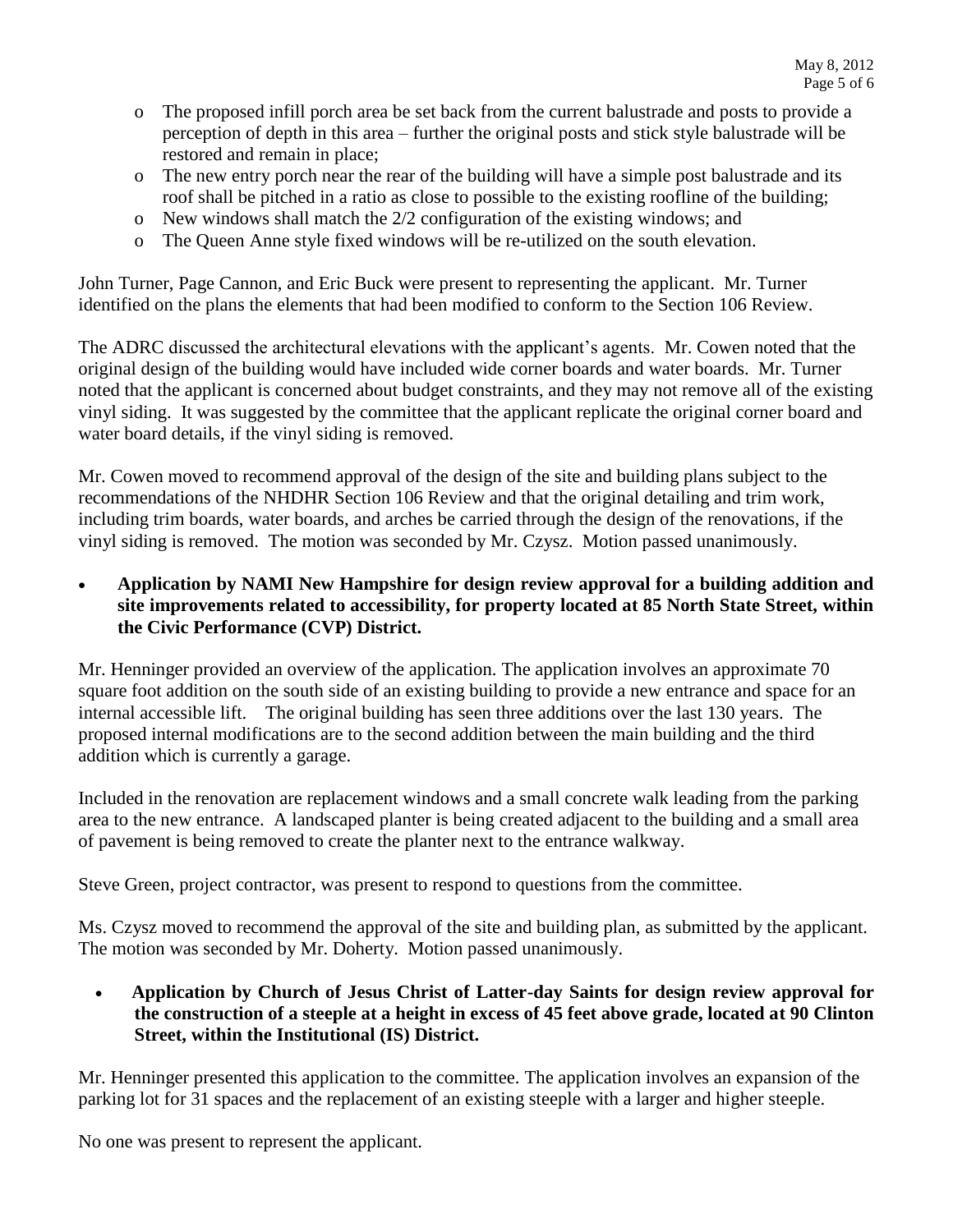- The proposed infill porch area be set back from the current balustrade and posts to provide a perception of depth in this area – further the original posts and stick style balustrade will be restored and remain in place;
- The new entry porch near the rear of the building will have a simple post balustrade and its roof shall be pitched in a ratio as close to possible to the existing roofline of the building;
- New windows shall match the 2/2 configuration of the existing windows; and
- The Queen Anne style fixed windows will be re-utilized on the south elevation.

John Turner, Page Cannon, and Eric Buck were present to representing the applicant. Mr. Turner identified on the plans the elements that had been modified to conform to the Section 106 Review.

The ADRC discussed the architectural elevations with the applicant's agents. Mr. Cowen noted that the original design of the building would have included wide corner boards and water boards. Mr. Turner noted that the applicant is concerned about budget constraints, and they may not remove all of the existing vinyl siding. It was suggested by the committee that the applicant replicate the original corner board and water board details, if the vinyl siding is removed.

Mr. Cowen moved to recommend approval of the design of the site and building plans subject to the recommendations of the NHDHR Section 106 Review and that the original detailing and trim work, including trim boards, water boards, and arches be carried through the design of the renovations, if the vinyl siding is removed. The motion was seconded by Mr. Czysz. Motion passed unanimously.

- **Application by NAMI New Hampshire for design review approval for a building addition and site improvements related to accessibility, for property located at 85 North State Street, within the Civic Performance (CVP) District.**

Mr. Henninger provided an overview of the application. The application involves an approximate 70 square foot addition on the south side of an existing building to provide a new entrance and space for an internal accessible lift. The original building has seen three additions over the last 130 years. The proposed internal modifications are to the second addition between the main building and the third addition which is currently a garage.

Included in the renovation are replacement windows and a small concrete walk leading from the parking area to the new entrance. A landscaped planter is being created adjacent to the building and a small area of pavement is being removed to create the planter next to the entrance walkway.

Steve Green, project contractor, was present to respond to questions from the committee.

Ms. Czysz moved to recommend the approval of the site and building plan, as submitted by the applicant. The motion was seconded by Mr. Doherty. Motion passed unanimously.

- **Application by Church of Jesus Christ of Latter-day Saints for design review approval for the construction of a steeple at a height in excess of 45 feet above grade, located at 90 Clinton Street, within the Institutional (IS) District.**

Mr. Henninger presented this application to the committee. The application involves an expansion of the parking lot for 31 spaces and the replacement of an existing steeple with a larger and higher steeple.

No one was present to represent the applicant.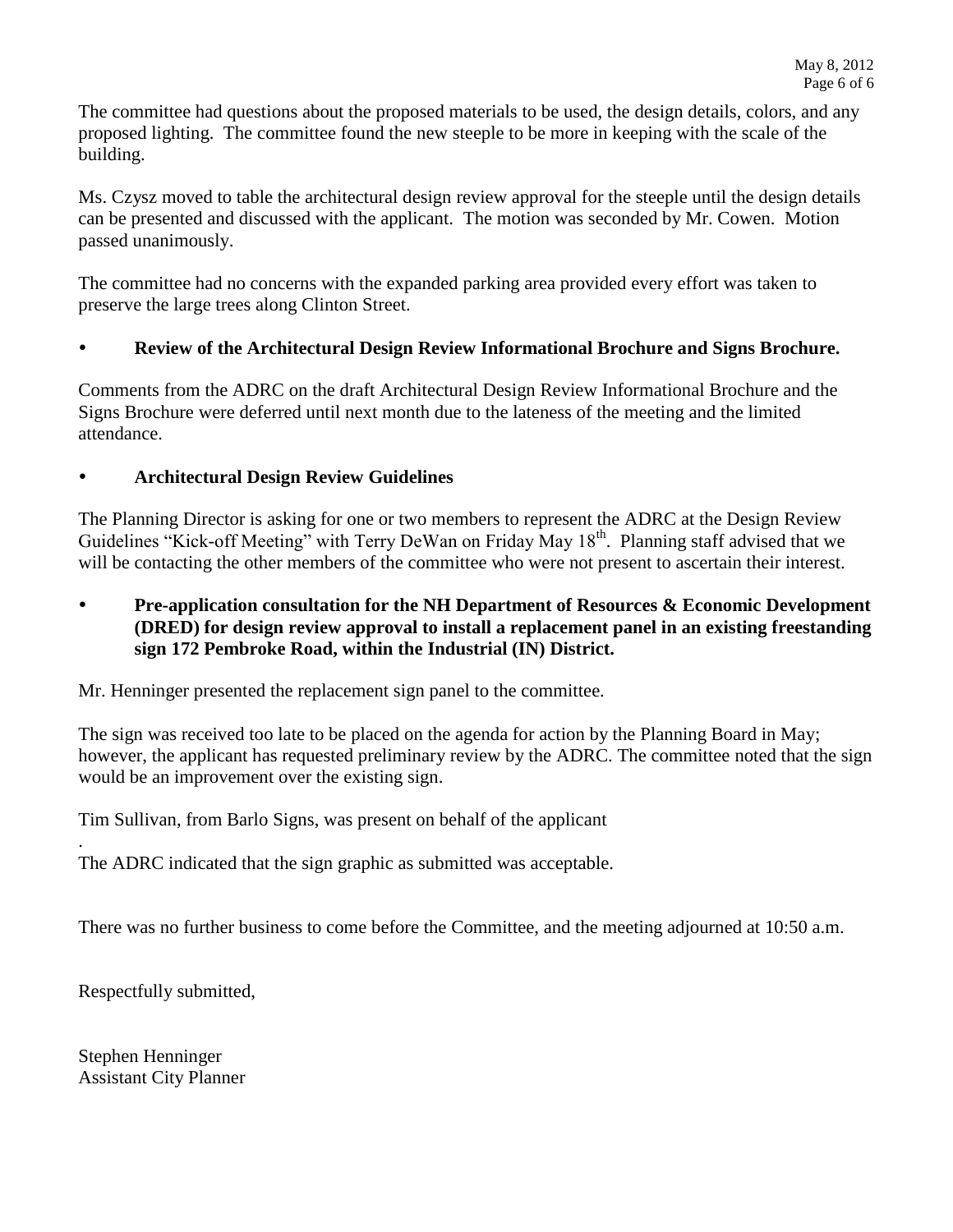The committee had questions about the proposed materials to be used, the design details, colors, and any proposed lighting. The committee found the new steeple to be more in keeping with the scale of the building.

Ms. Czysz moved to table the architectural design review approval for the steeple until the design details can be presented and discussed with the applicant. The motion was seconded by Mr. Cowen. Motion passed unanimously.

The committee had no concerns with the expanded parking area provided every effort was taken to preserve the large trees along Clinton Street.

- **Review of the Architectural Design Review Informational Brochure and Signs Brochure.**

Comments from the ADRC on the draft Architectural Design Review Informational Brochure and the Signs Brochure were deferred until next month due to the lateness of the meeting and the limited attendance.

- **Architectural Design Review Guidelines**

The Planning Director is asking for one or two members to represent the ADRC at the Design Review Guidelines "Kick-off Meeting" with Terry DeWan on Friday May 18th. Planning staff advised that we will be contacting the other members of the committee who were not present to ascertain their interest.

- **Pre-application consultation for the NH Department of Resources & Economic Development (DRED) for design review approval to install a replacement panel in an existing freestanding sign 172 Pembroke Road, within the Industrial (IN) District.**

Mr. Henninger presented the replacement sign panel to the committee.

The sign was received too late to be placed on the agenda for action by the Planning Board in May; however, the applicant has requested preliminary review by the ADRC. The committee noted that the sign would be an improvement over the existing sign.

Tim Sullivan, from Barlo Signs, was present on behalf of the applicant

.
The ADRC indicated that the sign graphic as submitted was acceptable.

There was no further business to come before the Committee, and the meeting adjourned at 10:50 a.m.

Respectfully submitted,

Stephen Henninger
Assistant City Planner